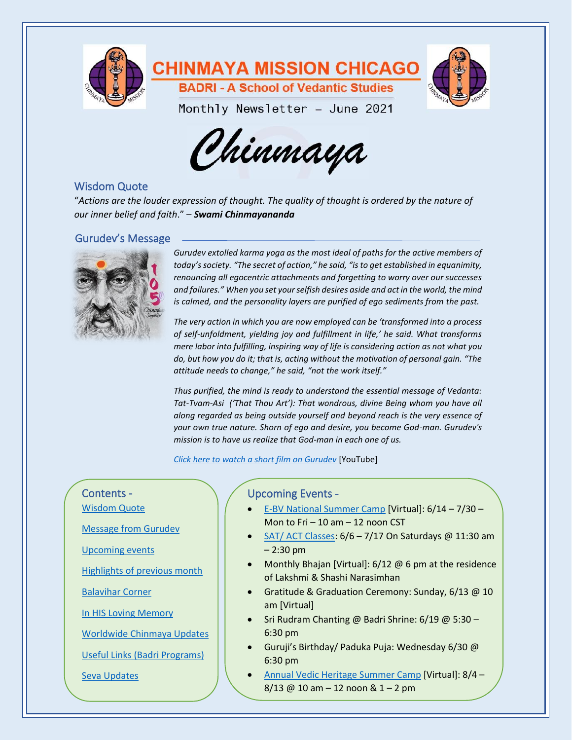# CHINMAYA MISSION CHICAGO

**BADRI - A School of Vedantic Studies**

Monthly Newsletter – June 2021

*Chinmaya*

## Wisdom Quote

"*Actions are the louder expression of thought. The quality of thought is ordered by the nature of our inner belief and faith*." – ***Swami Chinmayananda***

## Gurudev's Message

*Gurudev extolled karma yoga as the most ideal of paths for the active members of today's society. "The secret of action," he said, "is to get established in equanimity, renouncing all egocentric attachments and forgetting to worry over our successes and failures." When you set your selfish desires aside and act in the world, the mind is calmed, and the personality layers are purified of ego sediments from the past.*

*The very action in which you are now employed can be 'transformed into a process of self-unfoldment, yielding joy and fulfillment in life,' he said. What transforms mere labor into fulfilling, inspiring way of life is considering action as not what you do, but how you do it; that is, acting without the motivation of personal gain. "The attitude needs to change," he said, "not the work itself."*

*Thus purified, the mind is ready to understand the essential message of Vedanta: Tat-Tvam-Asi ('That Thou Art'): That wondrous, divine Being whom you have all along regarded as being outside yourself and beyond reach is the very essence of your own true nature. Shorn of ego and desire, you become God-man. Gurudev's mission is to have us realize that God-man in each one of us.*

*Click here to watch a short film on Gurudev* [YouTube]

## Contents -

- Wisdom Quote
- Message from Gurudev
- Upcoming events
- Highlights of previous month
- Balavihar Corner
- In HIS Loving Memory
- Worldwide Chinmaya Updates
- Useful Links (Badri Programs)
- Seva Updates

## Upcoming Events -

- E-BV National Summer Camp [Virtual]: 6/14 – 7/30 – Mon to Fri – 10 am – 12 noon CST
- SAT/ ACT Classes: 6/6 – 7/17 On Saturdays @ 11:30 am – 2:30 pm
- Monthly Bhajan [Virtual]: 6/12 @ 6 pm at the residence of Lakshmi & Shashi Narasimhan
- Gratitude & Graduation Ceremony: Sunday, 6/13 @ 10 am [Virtual]
- Sri Rudram Chanting @ Badri Shrine: 6/19 @ 5:30 – 6:30 pm
- Guruji's Birthday/ Paduka Puja: Wednesday 6/30 @ 6:30 pm
- Annual Vedic Heritage Summer Camp [Virtual]: 8/4 – 8/13 @ 10 am – 12 noon & 1 – 2 pm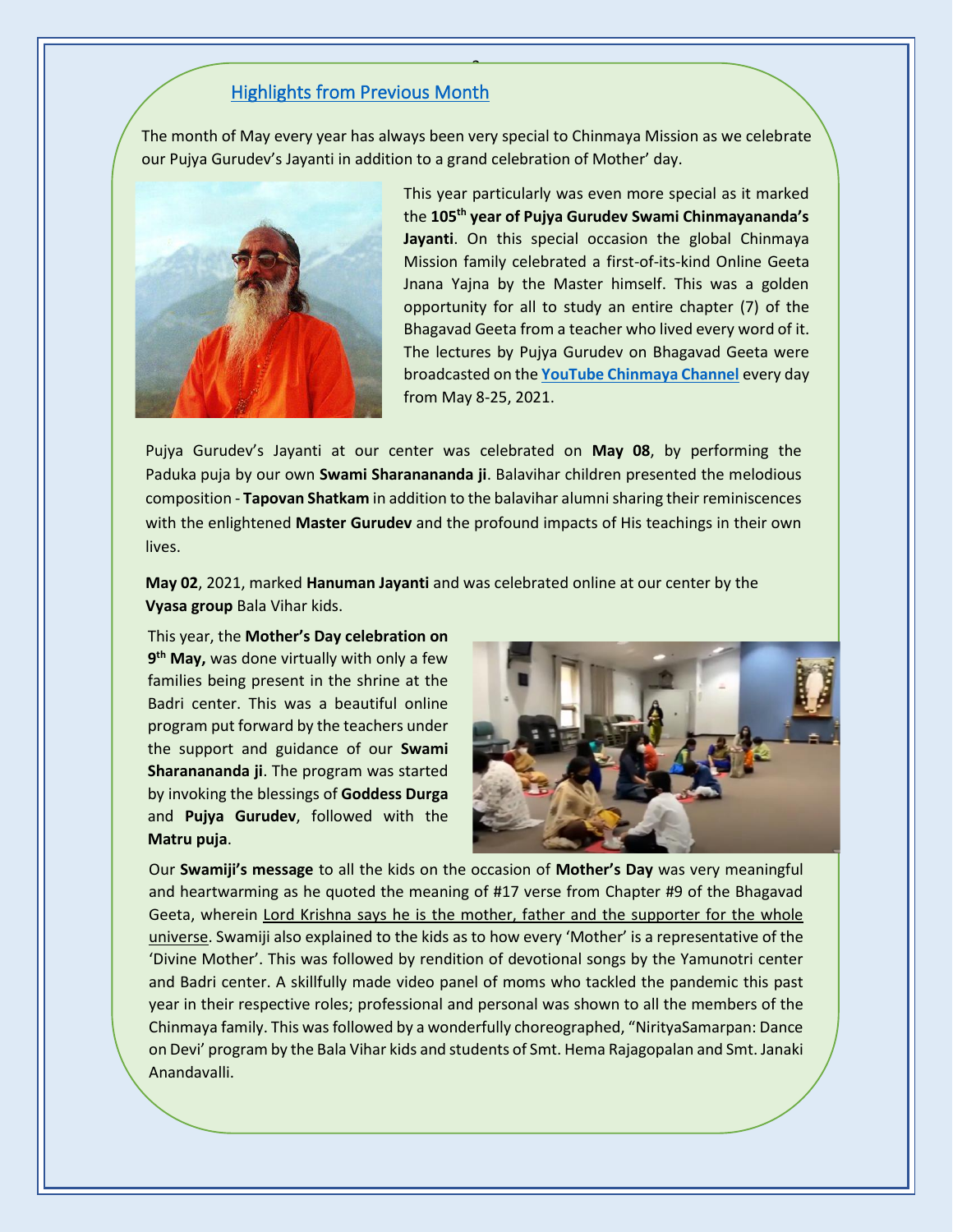## Highlights from Previous Month

The month of May every year has always been very special to Chinmaya Mission as we celebrate our Pujya Gurudev's Jayanti in addition to a grand celebration of Mother' day.

This year particularly was even more special as it marked the **105th year of Pujya Gurudev Swami Chinmayananda's Jayanti**. On this special occasion the global Chinmaya Mission family celebrated a first-of-its-kind Online Geeta Jnana Yajna by the Master himself. This was a golden opportunity for all to study an entire chapter (7) of the Bhagavad Geeta from a teacher who lived every word of it. The lectures by Pujya Gurudev on Bhagavad Geeta were broadcasted on the **YouTube Chinmaya Channel** every day from May 8-25, 2021.

Pujya Gurudev's Jayanti at our center was celebrated on **May 08**, by performing the Paduka puja by our own **Swami Sharanananda ji**. Balavihar children presented the melodious composition - **Tapovan Shatkam** in addition to the balavihar alumni sharing their reminiscences with the enlightened **Master Gurudev** and the profound impacts of His teachings in their own lives.

**May 02**, 2021, marked **Hanuman Jayanti** and was celebrated online at our center by the **Vyasa group** Bala Vihar kids.

This year, the **Mother's Day celebration on 9th May,** was done virtually with only a few families being present in the shrine at the Badri center. This was a beautiful online program put forward by the teachers under the support and guidance of our **Swami Sharanananda ji**. The program was started by invoking the blessings of **Goddess Durga** and **Pujya Gurudev**, followed with the **Matru puja**.

Our **Swamiji's message** to all the kids on the occasion of **Mother's Day** was very meaningful and heartwarming as he quoted the meaning of #17 verse from Chapter #9 of the Bhagavad Geeta, wherein Lord Krishna says he is the mother, father and the supporter for the whole universe. Swamiji also explained to the kids as to how every 'Mother' is a representative of the 'Divine Mother'. This was followed by rendition of devotional songs by the Yamunotri center and Badri center. A skillfully made video panel of moms who tackled the pandemic this past year in their respective roles; professional and personal was shown to all the members of the Chinmaya family. This was followed by a wonderfully choreographed, "NirityaSamarpan: Dance on Devi' program by the Bala Vihar kids and students of Smt. Hema Rajagopalan and Smt. Janaki Anandavalli.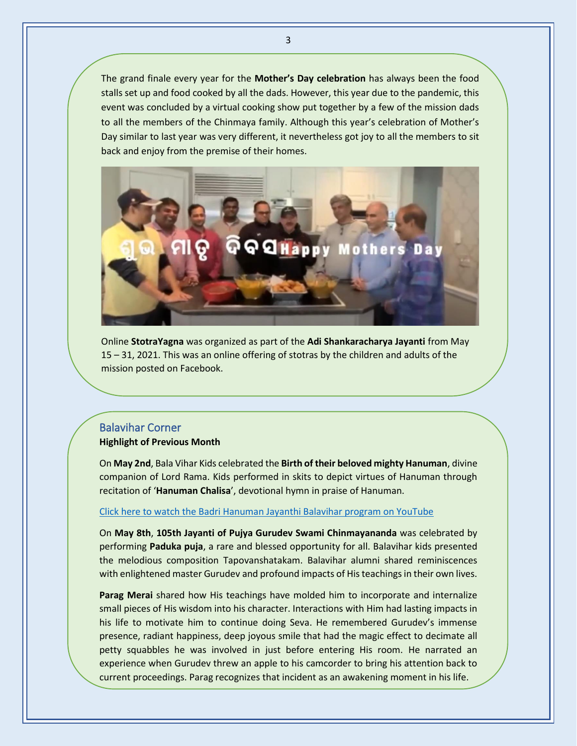The grand finale every year for the **Mother's Day celebration** has always been the food stalls set up and food cooked by all the dads. However, this year due to the pandemic, this event was concluded by a virtual cooking show put together by a few of the mission dads to all the members of the Chinmaya family. Although this year's celebration of Mother's Day similar to last year was very different, it nevertheless got joy to all the members to sit back and enjoy from the premise of their homes.

Online **StotraYagna** was organized as part of the **Adi Shankaracharya Jayanti** from May 15 – 31, 2021. This was an online offering of stotras by the children and adults of the mission posted on Facebook.

## Balavihar Corner

**Highlight of Previous Month**

On **May 2nd**, Bala Vihar Kids celebrated the **Birth of their beloved mighty Hanuman**, divine companion of Lord Rama. Kids performed in skits to depict virtues of Hanuman through recitation of '**Hanuman Chalisa**', devotional hymn in praise of Hanuman.

Click here to watch the Badri Hanuman Jayanthi Balavihar program on YouTube

On **May 8th**, **105th Jayanti of Pujya Gurudev Swami Chinmayananda** was celebrated by performing **Paduka puja**, a rare and blessed opportunity for all. Balavihar kids presented the melodious composition Tapovanshatakam. Balavihar alumni shared reminiscences with enlightened master Gurudev and profound impacts of His teachings in their own lives.

**Parag Merai** shared how His teachings have molded him to incorporate and internalize small pieces of His wisdom into his character. Interactions with Him had lasting impacts in his life to motivate him to continue doing Seva. He remembered Gurudev's immense presence, radiant happiness, deep joyous smile that had the magic effect to decimate all petty squabbles he was involved in just before entering His room. He narrated an experience when Gurudev threw an apple to his camcorder to bring his attention back to current proceedings. Parag recognizes that incident as an awakening moment in his life.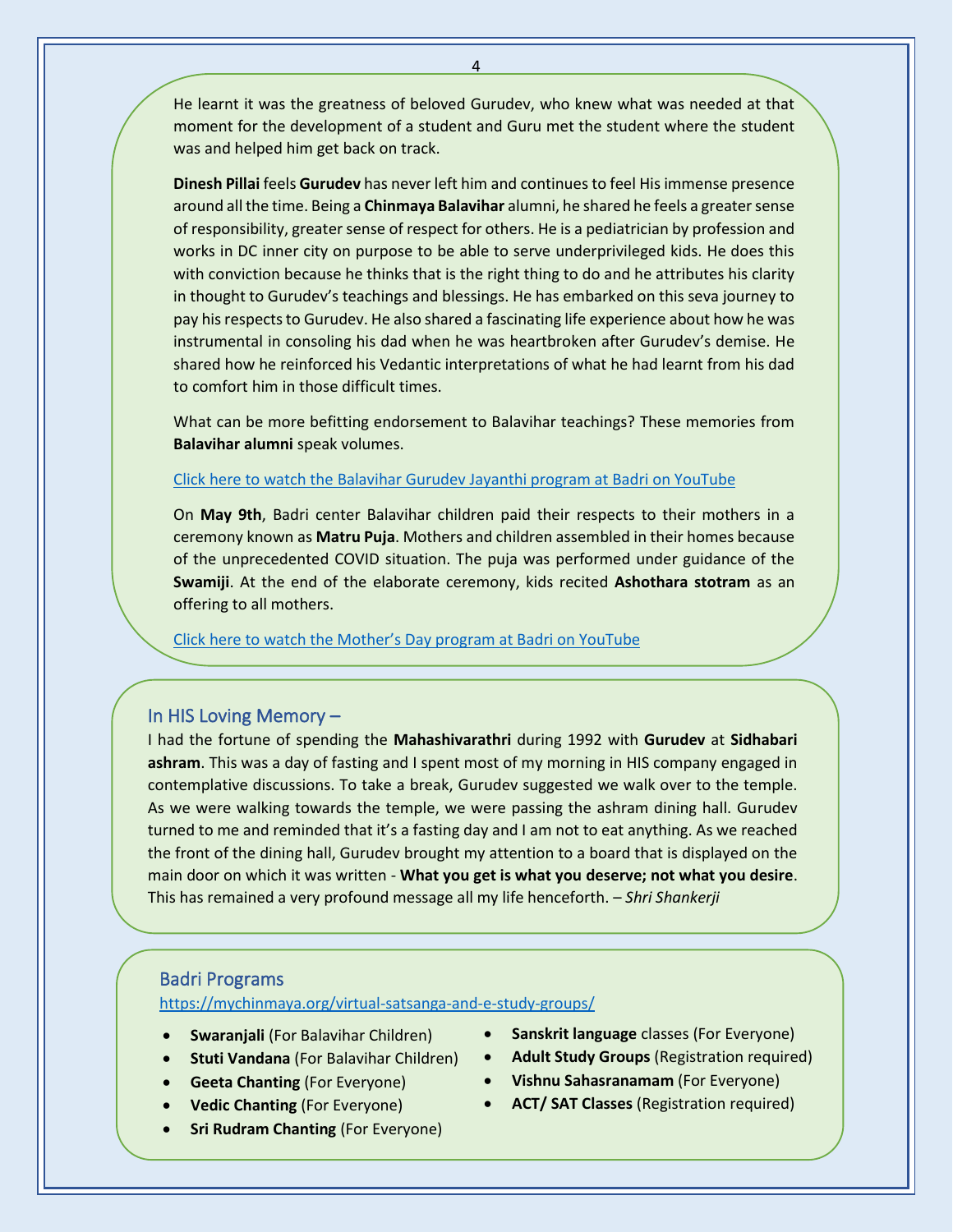He learnt it was the greatness of beloved Gurudev, who knew what was needed at that moment for the development of a student and Guru met the student where the student was and helped him get back on track.

**Dinesh Pillai** feels **Gurudev** has never left him and continues to feel His immense presence around all the time. Being a **Chinmaya Balavihar** alumni, he shared he feels a greater sense of responsibility, greater sense of respect for others. He is a pediatrician by profession and works in DC inner city on purpose to be able to serve underprivileged kids. He does this with conviction because he thinks that is the right thing to do and he attributes his clarity in thought to Gurudev's teachings and blessings. He has embarked on this seva journey to pay his respects to Gurudev. He also shared a fascinating life experience about how he was instrumental in consoling his dad when he was heartbroken after Gurudev's demise. He shared how he reinforced his Vedantic interpretations of what he had learnt from his dad to comfort him in those difficult times.

What can be more befitting endorsement to Balavihar teachings? These memories from **Balavihar alumni** speak volumes.

Click here to watch the Balavihar Gurudev Jayanthi program at Badri on YouTube

On **May 9th**, Badri center Balavihar children paid their respects to their mothers in a ceremony known as **Matru Puja**. Mothers and children assembled in their homes because of the unprecedented COVID situation. The puja was performed under guidance of the **Swamiji**. At the end of the elaborate ceremony, kids recited **Ashothara stotram** as an offering to all mothers.

Click here to watch the Mother's Day program at Badri on YouTube

## In HIS Loving Memory –

I had the fortune of spending the **Mahashivarathri** during 1992 with **Gurudev** at **Sidhabari ashram**. This was a day of fasting and I spent most of my morning in HIS company engaged in contemplative discussions. To take a break, Gurudev suggested we walk over to the temple. As we were walking towards the temple, we were passing the ashram dining hall. Gurudev turned to me and reminded that it's a fasting day and I am not to eat anything. As we reached the front of the dining hall, Gurudev brought my attention to a board that is displayed on the main door on which it was written - **What you get is what you deserve; not what you desire**. This has remained a very profound message all my life henceforth. – *Shri Shankerji*

## Badri Programs

https://mychinmaya.org/virtual-satsanga-and-e-study-groups/

- **Swaranjali** (For Balavihar Children)
- **Stuti Vandana** (For Balavihar Children)
- **Geeta Chanting** (For Everyone)
- **Vedic Chanting** (For Everyone)
- **Sri Rudram Chanting** (For Everyone)
- **Sanskrit language** classes (For Everyone)
- **Adult Study Groups** (Registration required)
- **Vishnu Sahasranamam** (For Everyone)
- **ACT/ SAT Classes** (Registration required)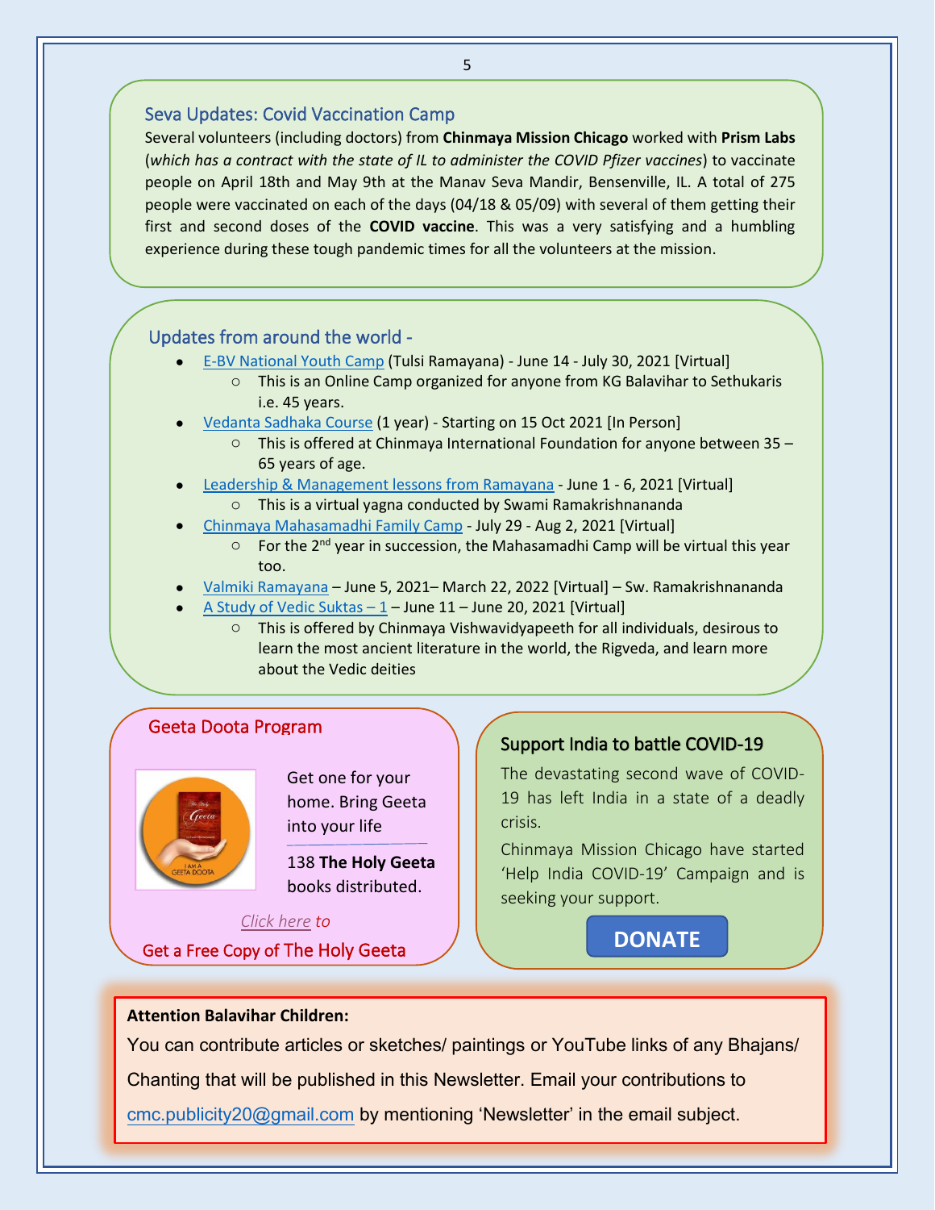## Seva Updates: Covid Vaccination Camp

Several volunteers (including doctors) from **Chinmaya Mission Chicago** worked with **Prism Labs** (*which has a contract with the state of IL to administer the COVID Pfizer vaccines*) to vaccinate people on April 18th and May 9th at the Manav Seva Mandir, Bensenville, IL. A total of 275 people were vaccinated on each of the days (04/18 & 05/09) with several of them getting their first and second doses of the **COVID vaccine**. This was a very satisfying and a humbling experience during these tough pandemic times for all the volunteers at the mission.

## Updates from around the world -

- E-BV National Youth Camp (Tulsi Ramayana) - June 14 - July 30, 2021 [Virtual]
  - This is an Online Camp organized for anyone from KG Balavihar to Sethukaris i.e. 45 years.
- Vedanta Sadhaka Course (1 year) - Starting on 15 Oct 2021 [In Person]
  - This is offered at Chinmaya International Foundation for anyone between 35 – 65 years of age.
- Leadership & Management lessons from Ramayana - June 1 - 6, 2021 [Virtual]
  - This is a virtual yagna conducted by Swami Ramakrishnananda
- Chinmaya Mahasamadhi Family Camp - July 29 - Aug 2, 2021 [Virtual]
  - For the 2nd year in succession, the Mahasamadhi Camp will be virtual this year too.
- Valmiki Ramayana – June 5, 2021– March 22, 2022 [Virtual] – Sw. Ramakrishnananda
- A Study of Vedic Suktas – 1 – June 11 – June 20, 2021 [Virtual]
  - This is offered by Chinmaya Vishwavidyapeeth for all individuals, desirous to learn the most ancient literature in the world, the Rigveda, and learn more about the Vedic deities

## Geeta Doota Program

Get one for your home. Bring Geeta into your life

138 **The Holy Geeta** books distributed.

*Click here to*

Get a Free Copy of The Holy Geeta

## Support India to battle COVID-19

The devastating second wave of COVID-19 has left India in a state of a deadly crisis.

Chinmaya Mission Chicago have started 'Help India COVID-19' Campaign and is seeking your support.

**DONATE**

**Attention Balavihar Children:**

You can contribute articles or sketches/ paintings or YouTube links of any Bhajans/ Chanting that will be published in this Newsletter. Email your contributions to cmc.publicity20@gmail.com by mentioning 'Newsletter' in the email subject.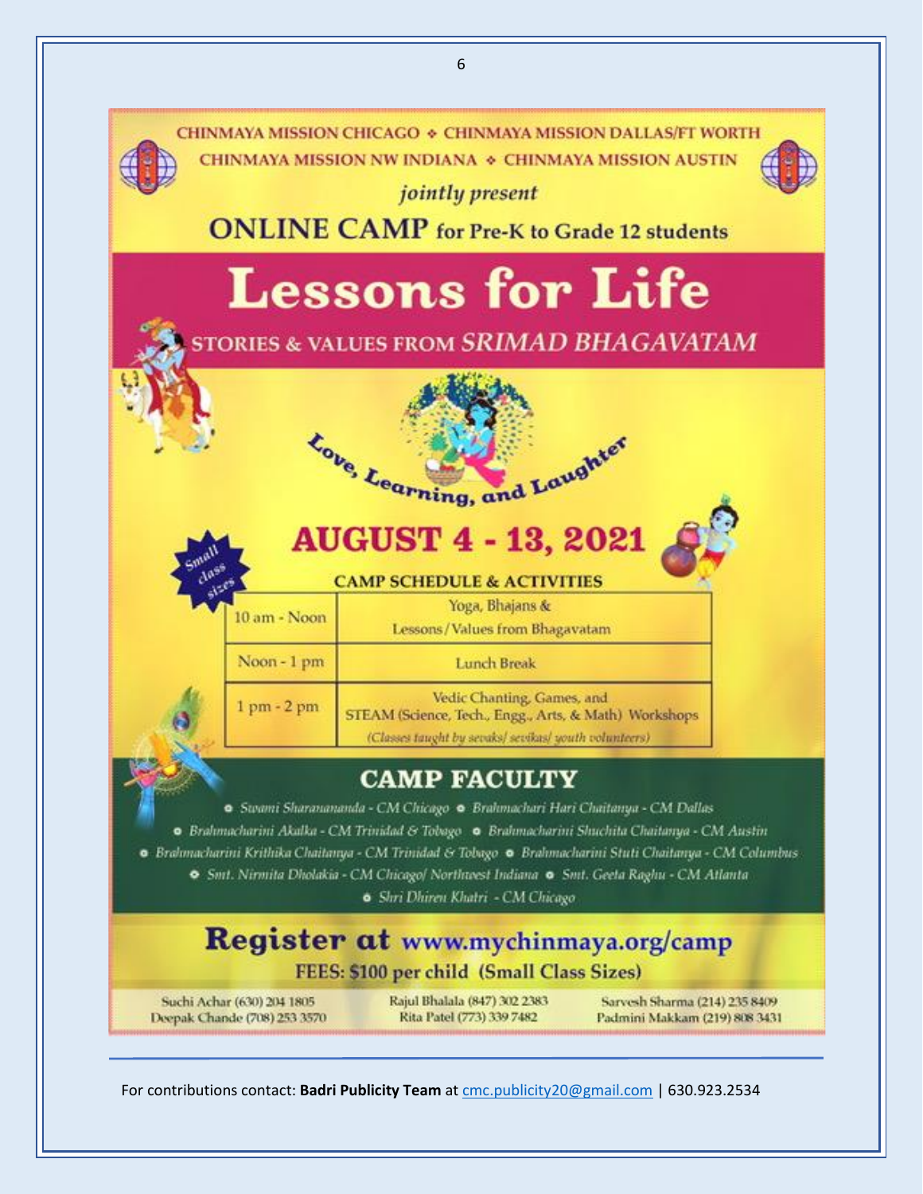CHINMAYA MISSION CHICAGO ❖ CHINMAYA MISSION DALLAS/FT WORTH
CHINMAYA MISSION NW INDIANA ❖ CHINMAYA MISSION AUSTIN

*jointly present*

## ONLINE CAMP for Pre-K to Grade 12 students

# Lessons for Life

### STORIES & VALUES FROM *SRIMAD BHAGAVATAM*

Love, Learning, and Laughter

## AUGUST 4 - 13, 2021

Small class sizes

**CAMP SCHEDULE & ACTIVITIES**

| | |
|---|---|
| 10 am - Noon | Yoga, Bhajans & Lessons / Values from Bhagavatam |
| Noon - 1 pm | Lunch Break |
| 1 pm - 2 pm | Vedic Chanting, Games, and STEAM (Science, Tech., Engg., Arts, & Math) Workshops *(Classes taught by sevaks/ sevikas/ youth volunteers)* |

## CAMP FACULTY

- *Swami Sharanananda - CM Chicago*
- *Brahmachari Hari Chaitanya - CM Dallas*
- *Brahmacharini Akalka - CM Trinidad & Tobago*
- *Brahmacharini Shuchita Chaitanya - CM Austin*
- *Brahmacharini Krithika Chaitanya - CM Trinidad & Tobago*
- *Brahmacharini Stuti Chaitanya - CM Columbus*
- *Smt. Nirmita Dholakia - CM Chicago/ Northwest Indiana*
- *Smt. Geeta Raghu - CM Atlanta*
- *Shri Dhiren Khatri - CM Chicago*

## Register at www.mychinmaya.org/camp

**FEES: $100 per child (Small Class Sizes)**

Suchi Achar (630) 204 1805
Deepak Chande (708) 253 3570
Rajul Bhalala (847) 302 2383
Rita Patel (773) 339 7482
Sarvesh Sharma (214) 235 8409
Padmini Makkam (219) 808 3431

For contributions contact: **Badri Publicity Team** at cmc.publicity20@gmail.com | 630.923.2534